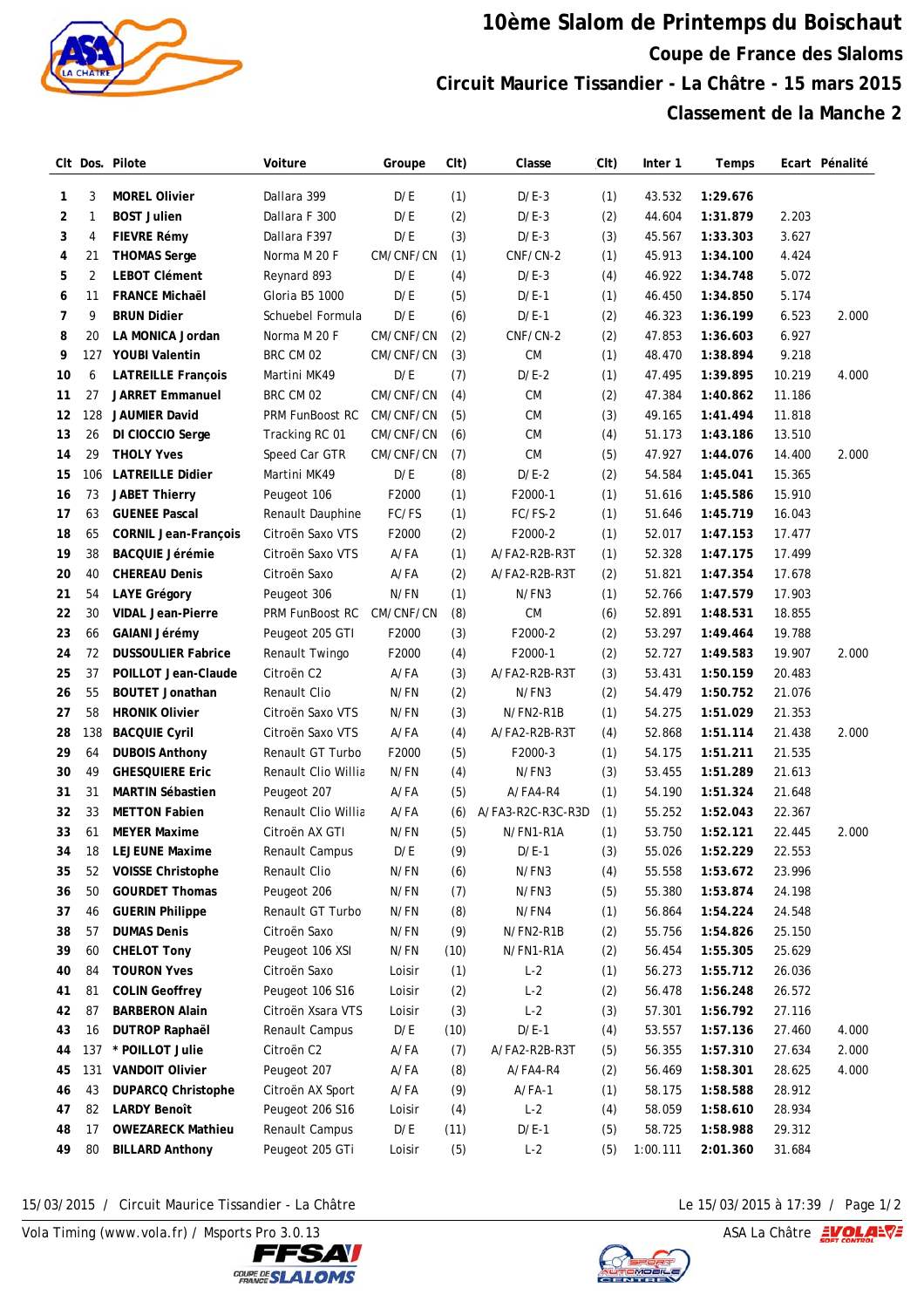# 10ème Slalom de Printemps du Boischaut

## Coupe de France des Slaloms

## Circuit Maurice Tissandier - La Châtre - 15 mars 2015

## Classement de la Manche 2

| Clt | Dos. | Pilote | Voiture | Groupe | Clt) | Classe | Clt) | Inter 1 | Temps | Ecart | Pénalité |
|---|---|---|---|---|---|---|---|---|---|---|---|
| 1 | 3 | **MOREL Olivier** | Dallara 399 | D/E | (1) | D/E-3 | (1) | 43.532 | **1:29.676** | | |
| 2 | 1 | **BOST Julien** | Dallara F 300 | D/E | (2) | D/E-3 | (2) | 44.604 | **1:31.879** | 2.203 | |
| 3 | 4 | **FIEVRE Rémy** | Dallara F397 | D/E | (3) | D/E-3 | (3) | 45.567 | **1:33.303** | 3.627 | |
| 4 | 21 | **THOMAS Serge** | Norma M 20 F | CM/CNF/CN | (1) | CNF/CN-2 | (1) | 45.913 | **1:34.100** | 4.424 | |
| 5 | 2 | **LEBOT Clément** | Reynard 893 | D/E | (4) | D/E-3 | (4) | 46.922 | **1:34.748** | 5.072 | |
| 6 | 11 | **FRANCE Michaël** | Gloria B5 1000 | D/E | (5) | D/E-1 | (1) | 46.450 | **1:34.850** | 5.174 | |
| 7 | 9 | **BRUN Didier** | Schuebel Formula | D/E | (6) | D/E-1 | (2) | 46.323 | **1:36.199** | 6.523 | 2.000 |
| 8 | 20 | **LA MONICA Jordan** | Norma M 20 F | CM/CNF/CN | (2) | CNF/CN-2 | (2) | 47.853 | **1:36.603** | 6.927 | |
| 9 | 127 | **YOUBI Valentin** | BRC CM 02 | CM/CNF/CN | (3) | CM | (1) | 48.470 | **1:38.894** | 9.218 | |
| 10 | 6 | **LATREILLE François** | Martini MK49 | D/E | (7) | D/E-2 | (1) | 47.495 | **1:39.895** | 10.219 | 4.000 |
| 11 | 27 | **JARRET Emmanuel** | BRC CM 02 | CM/CNF/CN | (4) | CM | (2) | 47.384 | **1:40.862** | 11.186 | |
| 12 | 128 | **JAUMIER David** | PRM FunBoost RC | CM/CNF/CN | (5) | CM | (3) | 49.165 | **1:41.494** | 11.818 | |
| 13 | 26 | **DI CIOCCIO Serge** | Tracking RC 01 | CM/CNF/CN | (6) | CM | (4) | 51.173 | **1:43.186** | 13.510 | |
| 14 | 29 | **THOLY Yves** | Speed Car GTR | CM/CNF/CN | (7) | CM | (5) | 47.927 | **1:44.076** | 14.400 | 2.000 |
| 15 | 106 | **LATREILLE Didier** | Martini MK49 | D/E | (8) | D/E-2 | (2) | 54.584 | **1:45.041** | 15.365 | |
| 16 | 73 | **JABET Thierry** | Peugeot 106 | F2000 | (1) | F2000-1 | (1) | 51.616 | **1:45.586** | 15.910 | |
| 17 | 63 | **GUENEE Pascal** | Renault Dauphine | FC/FS | (1) | FC/FS-2 | (1) | 51.646 | **1:45.719** | 16.043 | |
| 18 | 65 | **CORNIL Jean-François** | Citroën Saxo VTS | F2000 | (2) | F2000-2 | (1) | 52.017 | **1:47.153** | 17.477 | |
| 19 | 38 | **BACQUIE Jérémie** | Citroën Saxo VTS | A/FA | (1) | A/FA2-R2B-R3T | (1) | 52.328 | **1:47.175** | 17.499 | |
| 20 | 40 | **CHEREAU Denis** | Citroën Saxo | A/FA | (2) | A/FA2-R2B-R3T | (2) | 51.821 | **1:47.354** | 17.678 | |
| 21 | 54 | **LAYE Grégory** | Peugeot 306 | N/FN | (1) | N/FN3 | (1) | 52.766 | **1:47.579** | 17.903 | |
| 22 | 30 | **VIDAL Jean-Pierre** | PRM FunBoost RC | CM/CNF/CN | (8) | CM | (6) | 52.891 | **1:48.531** | 18.855 | |
| 23 | 66 | **GAIANI Jérémy** | Peugeot 205 GTI | F2000 | (3) | F2000-2 | (2) | 53.297 | **1:49.464** | 19.788 | |
| 24 | 72 | **DUSSOULIER Fabrice** | Renault Twingo | F2000 | (4) | F2000-1 | (2) | 52.727 | **1:49.583** | 19.907 | 2.000 |
| 25 | 37 | **POILLOT Jean-Claude** | Citroën C2 | A/FA | (3) | A/FA2-R2B-R3T | (3) | 53.431 | **1:50.159** | 20.483 | |
| 26 | 55 | **BOUTET Jonathan** | Renault Clio | N/FN | (2) | N/FN3 | (2) | 54.479 | **1:50.752** | 21.076 | |
| 27 | 58 | **HRONIK Olivier** | Citroën Saxo VTS | N/FN | (3) | N/FN2-R1B | (1) | 54.275 | **1:51.029** | 21.353 | |
| 28 | 138 | **BACQUIE Cyril** | Citroën Saxo VTS | A/FA | (4) | A/FA2-R2B-R3T | (4) | 52.868 | **1:51.114** | 21.438 | 2.000 |
| 29 | 64 | **DUBOIS Anthony** | Renault GT Turbo | F2000 | (5) | F2000-3 | (1) | 54.175 | **1:51.211** | 21.535 | |
| 30 | 49 | **GHESQUIERE Eric** | Renault Clio Willia | N/FN | (4) | N/FN3 | (3) | 53.455 | **1:51.289** | 21.613 | |
| 31 | 31 | **MARTIN Sébastien** | Peugeot 207 | A/FA | (5) | A/FA4-R4 | (1) | 54.190 | **1:51.324** | 21.648 | |
| 32 | 33 | **METTON Fabien** | Renault Clio Willia | A/FA | (6) | A/FA3-R2C-R3C-R3D | (1) | 55.252 | **1:52.043** | 22.367 | |
| 33 | 61 | **MEYER Maxime** | Citroën AX GTI | N/FN | (5) | N/FN1-R1A | (1) | 53.750 | **1:52.121** | 22.445 | 2.000 |
| 34 | 18 | **LEJEUNE Maxime** | Renault Campus | D/E | (9) | D/E-1 | (3) | 55.026 | **1:52.229** | 22.553 | |
| 35 | 52 | **VOISSE Christophe** | Renault Clio | N/FN | (6) | N/FN3 | (4) | 55.558 | **1:53.672** | 23.996 | |
| 36 | 50 | **GOURDET Thomas** | Peugeot 206 | N/FN | (7) | N/FN3 | (5) | 55.380 | **1:53.874** | 24.198 | |
| 37 | 46 | **GUERIN Philippe** | Renault GT Turbo | N/FN | (8) | N/FN4 | (1) | 56.864 | **1:54.224** | 24.548 | |
| 38 | 57 | **DUMAS Denis** | Citroën Saxo | N/FN | (9) | N/FN2-R1B | (2) | 55.756 | **1:54.826** | 25.150 | |
| 39 | 60 | **CHELOT Tony** | Peugeot 106 XSI | N/FN | (10) | N/FN1-R1A | (2) | 56.454 | **1:55.305** | 25.629 | |
| 40 | 84 | **TOURON Yves** | Citroën Saxo | Loisir | (1) | L-2 | (1) | 56.273 | **1:55.712** | 26.036 | |
| 41 | 81 | **COLIN Geoffrey** | Peugeot 106 S16 | Loisir | (2) | L-2 | (2) | 56.478 | **1:56.248** | 26.572 | |
| 42 | 87 | **BARBERON Alain** | Citroën Xsara VTS | Loisir | (3) | L-2 | (3) | 57.301 | **1:56.792** | 27.116 | |
| 43 | 16 | **DUTROP Raphaël** | Renault Campus | D/E | (10) | D/E-1 | (4) | 53.557 | **1:57.136** | 27.460 | 4.000 |
| 44 | 137 | **\* POILLOT Julie** | Citroën C2 | A/FA | (7) | A/FA2-R2B-R3T | (5) | 56.355 | **1:57.310** | 27.634 | 2.000 |
| 45 | 131 | **VANDOIT Olivier** | Peugeot 207 | A/FA | (8) | A/FA4-R4 | (2) | 56.469 | **1:58.301** | 28.625 | 4.000 |
| 46 | 43 | **DUPARCQ Christophe** | Citroën AX Sport | A/FA | (9) | A/FA-1 | (1) | 58.175 | **1:58.588** | 28.912 | |
| 47 | 82 | **LARDY Benoît** | Peugeot 206 S16 | Loisir | (4) | L-2 | (4) | 58.059 | **1:58.610** | 28.934 | |
| 48 | 17 | **OWEZARECK Mathieu** | Renault Campus | D/E | (11) | D/E-1 | (5) | 58.725 | **1:58.988** | 29.312 | |
| 49 | 80 | **BILLARD Anthony** | Peugeot 205 GTi | Loisir | (5) | L-2 | (5) | 1:00.111 | **2:01.360** | 31.684 | |

15/03/2015 / Circuit Maurice Tissandier - La Châtre — Le 15/03/2015 à 17:39

Vola Timing (www.vola.fr) / Msports Pro 3.0.13 — ASA La Châtre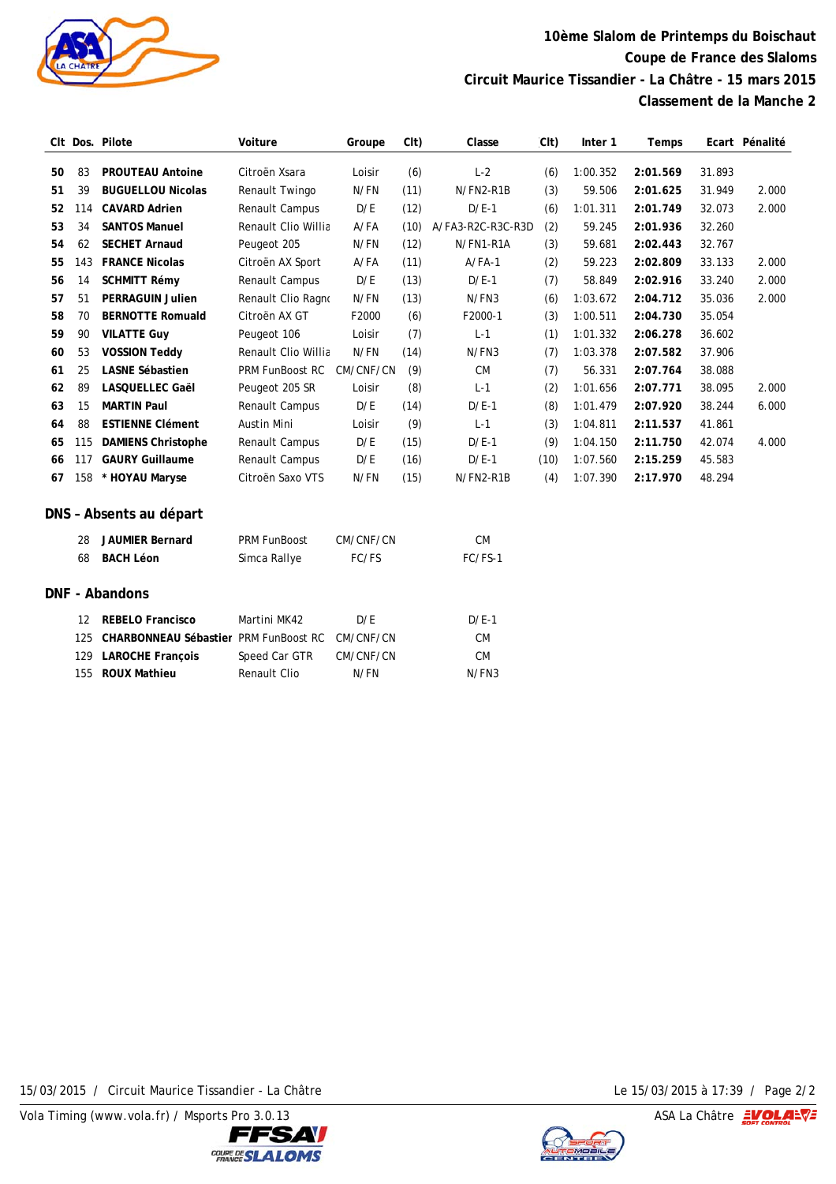# 10ème Slalom de Printemps du Boischaut

## Coupe de France des Slaloms

## Circuit Maurice Tissandier - La Châtre - 15 mars 2015

## Classement de la Manche 2

| Clt | Dos. | Pilote | Voiture | Groupe | Clt) | Classe | Clt) | Inter 1 | Temps | Ecart | Pénalité |
|---|---|---|---|---|---|---|---|---|---|---|---|
| 50 | 83 | **PROUTEAU Antoine** | Citroën Xsara | Loisir | (6) | L-2 | (6) | 1:00.352 | **2:01.569** | 31.893 | |
| 51 | 39 | **BUGUELLOU Nicolas** | Renault Twingo | N/FN | (11) | N/FN2-R1B | (3) | 59.506 | **2:01.625** | 31.949 | 2.000 |
| 52 | 114 | **CAVARD Adrien** | Renault Campus | D/E | (12) | D/E-1 | (6) | 1:01.311 | **2:01.749** | 32.073 | 2.000 |
| 53 | 34 | **SANTOS Manuel** | Renault Clio Willia | A/FA | (10) | A/FA3-R2C-R3C-R3D | (2) | 59.245 | **2:01.936** | 32.260 | |
| 54 | 62 | **SECHET Arnaud** | Peugeot 205 | N/FN | (12) | N/FN1-R1A | (3) | 59.681 | **2:02.443** | 32.767 | |
| 55 | 143 | **FRANCE Nicolas** | Citroën AX Sport | A/FA | (11) | A/FA-1 | (2) | 59.223 | **2:02.809** | 33.133 | 2.000 |
| 56 | 14 | **SCHMITT Rémy** | Renault Campus | D/E | (13) | D/E-1 | (7) | 58.849 | **2:02.916** | 33.240 | 2.000 |
| 57 | 51 | **PERRAGUIN Julien** | Renault Clio Ragnc | N/FN | (13) | N/FN3 | (6) | 1:03.672 | **2:04.712** | 35.036 | 2.000 |
| 58 | 70 | **BERNOTTE Romuald** | Citroën AX GT | F2000 | (6) | F2000-1 | (3) | 1:00.511 | **2:04.730** | 35.054 | |
| 59 | 90 | **VILATTE Guy** | Peugeot 106 | Loisir | (7) | L-1 | (1) | 1:01.332 | **2:06.278** | 36.602 | |
| 60 | 53 | **VOSSION Teddy** | Renault Clio Willia | N/FN | (14) | N/FN3 | (7) | 1:03.378 | **2:07.582** | 37.906 | |
| 61 | 25 | **LASNE Sébastien** | PRM FunBoost RC | CM/CNF/CN | (9) | CM | (7) | 56.331 | **2:07.764** | 38.088 | |
| 62 | 89 | **LASQUELLEC Gaël** | Peugeot 205 SR | Loisir | (8) | L-1 | (2) | 1:01.656 | **2:07.771** | 38.095 | 2.000 |
| 63 | 15 | **MARTIN Paul** | Renault Campus | D/E | (14) | D/E-1 | (8) | 1:01.479 | **2:07.920** | 38.244 | 6.000 |
| 64 | 88 | **ESTIENNE Clément** | Austin Mini | Loisir | (9) | L-1 | (3) | 1:04.811 | **2:11.537** | 41.861 | |
| 65 | 115 | **DAMIENS Christophe** | Renault Campus | D/E | (15) | D/E-1 | (9) | 1:04.150 | **2:11.750** | 42.074 | 4.000 |
| 66 | 117 | **GAURY Guillaume** | Renault Campus | D/E | (16) | D/E-1 | (10) | 1:07.560 | **2:15.259** | 45.583 | |
| 67 | 158 | **\* HOYAU Maryse** | Citroën Saxo VTS | N/FN | (15) | N/FN2-R1B | (4) | 1:07.390 | **2:17.970** | 48.294 | |

### DNS – Absents au départ

| Dos. | Pilote | Voiture | Groupe | Classe |
|---|---|---|---|---|
| 28 | **JAUMIER Bernard** | PRM FunBoost | CM/CNF/CN | CM |
| 68 | **BACH Léon** | Simca Rallye | FC/FS | FC/FS-1 |

### DNF - Abandons

| Dos. | Pilote | Voiture | Groupe | Classe |
|---|---|---|---|---|
| 12 | **REBELO Francisco** | Martini MK42 | D/E | D/E-1 |
| 125 | **CHARBONNEAU Sébastien** | PRM FunBoost RC | CM/CNF/CN | CM |
| 129 | **LAROCHE François** | Speed Car GTR | CM/CNF/CN | CM |
| 155 | **ROUX Mathieu** | Renault Clio | N/FN | N/FN3 |